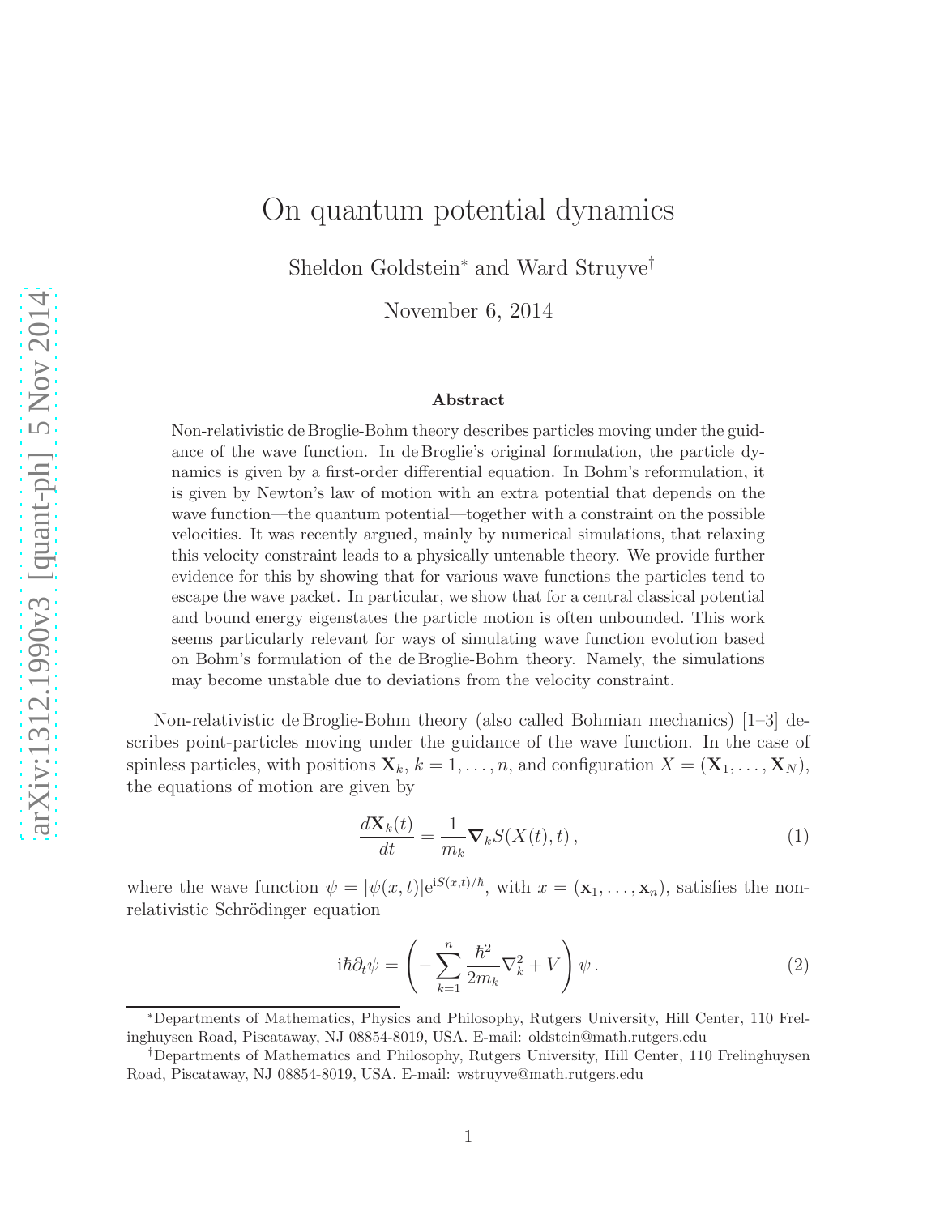# On quantum potential dynamics

Sheldon Goldstein[*] and Ward Struyve[†]

November 6, 2014

### Abstract

Non-relativistic de Broglie-Bohm theory describes particles moving under the guidance of the wave function. In de Broglie's original formulation, the particle dynamics is given by a first-order differential equation. In Bohm's reformulation, it is given by Newton's law of motion with an extra potential that depends on the wave function—the quantum potential—together with a constraint on the possible velocities. It was recently argued, mainly by numerical simulations, that relaxing this velocity constraint leads to a physically untenable theory. We provide further evidence for this by showing that for various wave functions the particles tend to escape the wave packet. In particular, we show that for a central classical potential and bound energy eigenstates the particle motion is often unbounded. This work seems particularly relevant for ways of simulating wave function evolution based on Bohm's formulation of the de Broglie-Bohm theory. Namely, the simulations may become unstable due to deviations from the velocity constraint.

Non-relativistic de Broglie-Bohm theory (also called Bohmian mechanics) [1–3] describes point-particles moving under the guidance of the wave function. In the case of spinless particles, with positions $\mathbf{X}_k$, $k = 1, \dots, n$, and configuration $X = (\mathbf{X}_1, \dots, \mathbf{X}_N)$, the equations of motion are given by

$$\frac{d\mathbf{X}_k(t)}{dt} = \frac{1}{m_k} \boldsymbol{\nabla}_k S(X(t), t)\,, \tag{1}$$

where the wave function $\psi = |\psi(x,t)|\mathrm{e}^{\mathrm{i}S(x,t)/\hbar}$, with $x = (\mathbf{x}_1, \dots, \mathbf{x}_n)$, satisfies the non-relativistic Schrödinger equation

$$\mathrm{i}\hbar\partial_t\psi = \left( -\sum_{k=1}^{n} \frac{\hbar^2}{2m_k}\nabla_k^2 + V \right)\psi\,. \tag{2}$$

[*]Departments of Mathematics, Physics and Philosophy, Rutgers University, Hill Center, 110 Frelinghuysen Road, Piscataway, NJ 08854-8019, USA. E-mail: oldstein@math.rutgers.edu

[†]Departments of Mathematics and Philosophy, Rutgers University, Hill Center, 110 Frelinghuysen Road, Piscataway, NJ 08854-8019, USA. E-mail: wstruyve@math.rutgers.edu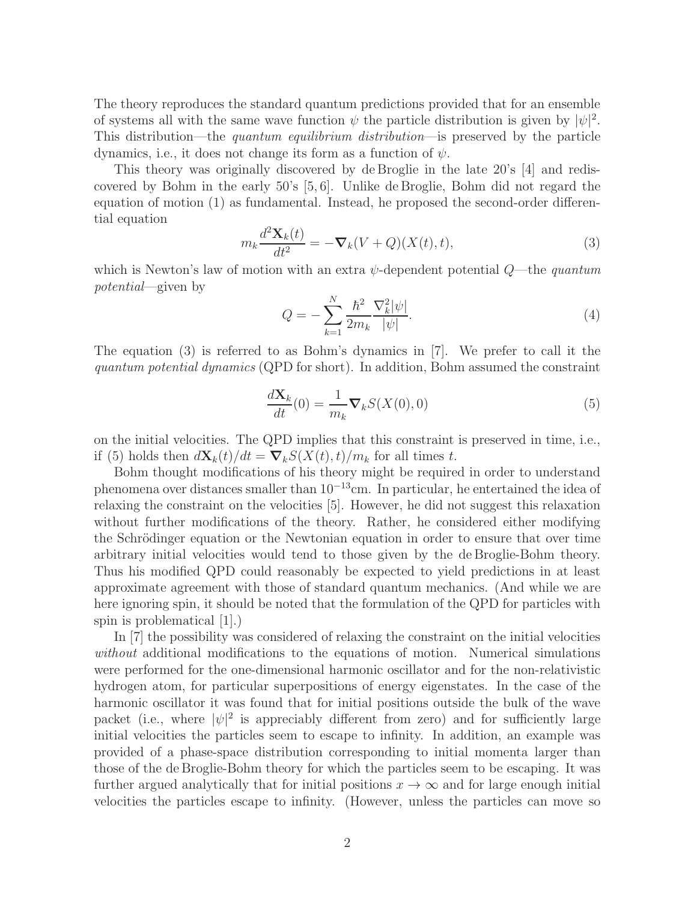The theory reproduces the standard quantum predictions provided that for an ensemble of systems all with the same wave function $\psi$ the particle distribution is given by $|\psi|^2$. This distribution—the *quantum equilibrium distribution*—is preserved by the particle dynamics, i.e., it does not change its form as a function of $\psi$.

This theory was originally discovered by de Broglie in the late 20's [4] and rediscovered by Bohm in the early 50's [5, 6]. Unlike de Broglie, Bohm did not regard the equation of motion (1) as fundamental. Instead, he proposed the second-order differential equation

$$m_k \frac{d^2\mathbf{X}_k(t)}{dt^2} = -\boldsymbol{\nabla}_k (V+Q)(X(t),t), \tag{3}$$

which is Newton's law of motion with an extra $\psi$-dependent potential $Q$—the *quantum potential*—given by

$$Q = -\sum_{k=1}^{N} \frac{\hbar^2}{2m_k} \frac{\nabla_k^2 |\psi|}{|\psi|}. \tag{4}$$

The equation (3) is referred to as Bohm's dynamics in [7]. We prefer to call it the *quantum potential dynamics* (QPD for short). In addition, Bohm assumed the constraint

$$\frac{d\mathbf{X}_k}{dt}(0) = \frac{1}{m_k} \boldsymbol{\nabla}_k S(X(0),0) \tag{5}$$

on the initial velocities. The QPD implies that this constraint is preserved in time, i.e., if (5) holds then $d\mathbf{X}_k(t)/dt = \boldsymbol{\nabla}_k S(X(t),t)/m_k$ for all times $t$.

Bohm thought modifications of his theory might be required in order to understand phenomena over distances smaller than $10^{-13}$cm. In particular, he entertained the idea of relaxing the constraint on the velocities [5]. However, he did not suggest this relaxation without further modifications of the theory. Rather, he considered either modifying the Schrödinger equation or the Newtonian equation in order to ensure that over time arbitrary initial velocities would tend to those given by the de Broglie-Bohm theory. Thus his modified QPD could reasonably be expected to yield predictions in at least approximate agreement with those of standard quantum mechanics. (And while we are here ignoring spin, it should be noted that the formulation of the QPD for particles with spin is problematical [1].)

In [7] the possibility was considered of relaxing the constraint on the initial velocities *without* additional modifications to the equations of motion. Numerical simulations were performed for the one-dimensional harmonic oscillator and for the non-relativistic hydrogen atom, for particular superpositions of energy eigenstates. In the case of the harmonic oscillator it was found that for initial positions outside the bulk of the wave packet (i.e., where $|\psi|^2$ is appreciably different from zero) and for sufficiently large initial velocities the particles seem to escape to infinity. In addition, an example was provided of a phase-space distribution corresponding to initial momenta larger than those of the de Broglie-Bohm theory for which the particles seem to be escaping. It was further argued analytically that for initial positions $x \to \infty$ and for large enough initial velocities the particles escape to infinity. (However, unless the particles can move so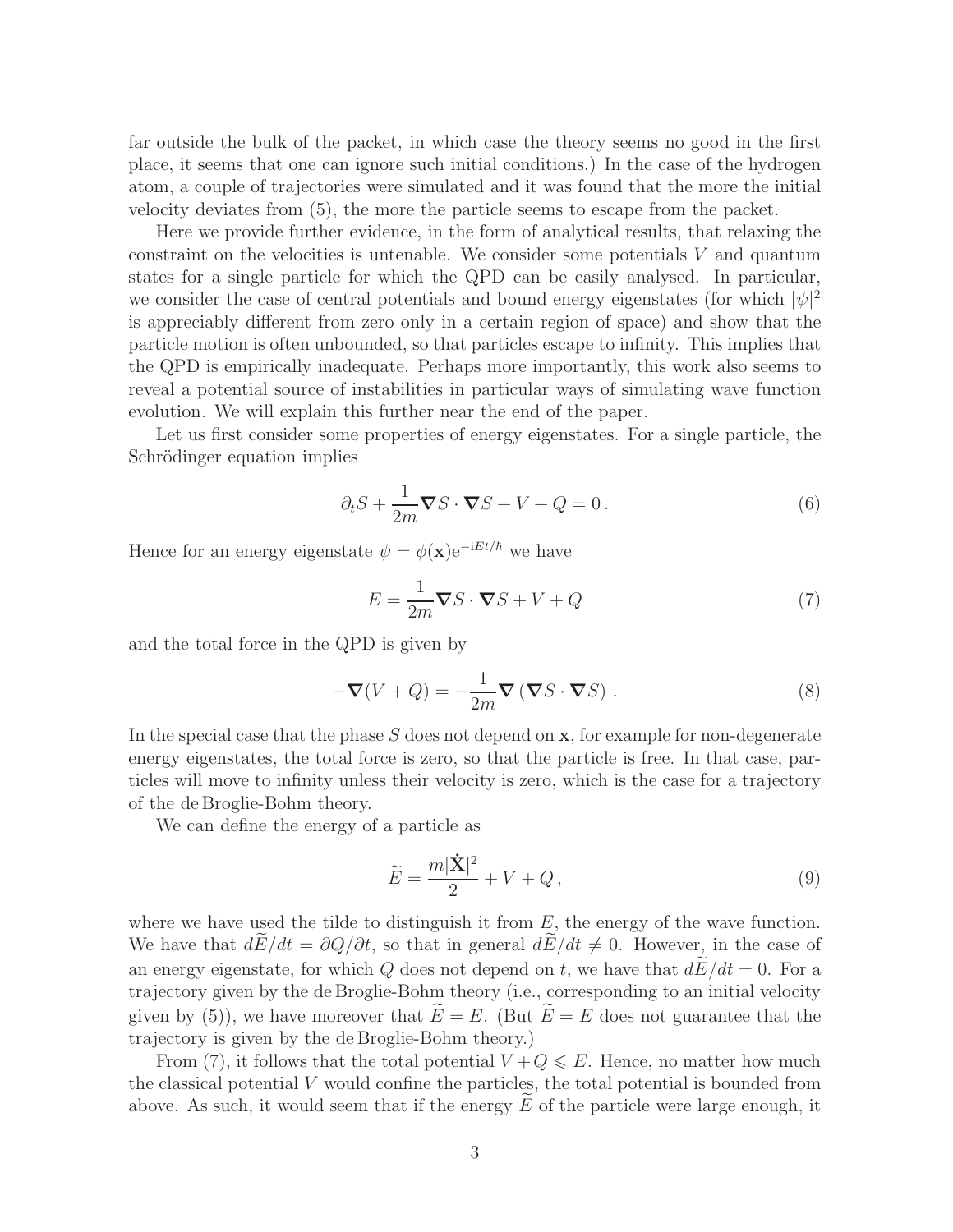far outside the bulk of the packet, in which case the theory seems no good in the first place, it seems that one can ignore such initial conditions.) In the case of the hydrogen atom, a couple of trajectories were simulated and it was found that the more the initial velocity deviates from (5), the more the particle seems to escape from the packet.

Here we provide further evidence, in the form of analytical results, that relaxing the constraint on the velocities is untenable. We consider some potentials $V$ and quantum states for a single particle for which the QPD can be easily analysed. In particular, we consider the case of central potentials and bound energy eigenstates (for which $|\psi|^2$ is appreciably different from zero only in a certain region of space) and show that the particle motion is often unbounded, so that particles escape to infinity. This implies that the QPD is empirically inadequate. Perhaps more importantly, this work also seems to reveal a potential source of instabilities in particular ways of simulating wave function evolution. We will explain this further near the end of the paper.

Let us first consider some properties of energy eigenstates. For a single particle, the Schrödinger equation implies

$$\partial_t S + \frac{1}{2m}\boldsymbol{\nabla} S \cdot \boldsymbol{\nabla} S + V + Q = 0\,. \tag{6}$$

Hence for an energy eigenstate $\psi = \phi(\mathbf{x})\mathrm{e}^{-\mathrm{i}Et/\hbar}$ we have

$$E = \frac{1}{2m}\boldsymbol{\nabla} S \cdot \boldsymbol{\nabla} S + V + Q \tag{7}$$

and the total force in the QPD is given by

$$-\boldsymbol{\nabla}(V + Q) = -\frac{1}{2m}\boldsymbol{\nabla}\left(\boldsymbol{\nabla} S \cdot \boldsymbol{\nabla} S\right)\,. \tag{8}$$

In the special case that the phase $S$ does not depend on $\mathbf{x}$, for example for non-degenerate energy eigenstates, the total force is zero, so that the particle is free. In that case, particles will move to infinity unless their velocity is zero, which is the case for a trajectory of the de Broglie-Bohm theory.

We can define the energy of a particle as

$$\widetilde{E} = \frac{m|\dot{\mathbf{X}}|^2}{2} + V + Q\,, \tag{9}$$

where we have used the tilde to distinguish it from $E$, the energy of the wave function. We have that $d\widetilde{E}/dt = \partial Q/\partial t$, so that in general $d\widetilde{E}/dt \neq 0$. However, in the case of an energy eigenstate, for which $Q$ does not depend on $t$, we have that $d\widetilde{E}/dt = 0$. For a trajectory given by the de Broglie-Bohm theory (i.e., corresponding to an initial velocity given by (5)), we have moreover that $\widetilde{E} = E$. (But $\widetilde{E} = E$ does not guarantee that the trajectory is given by the de Broglie-Bohm theory.)

From (7), it follows that the total potential $V + Q \leqslant E$. Hence, no matter how much the classical potential $V$ would confine the particles, the total potential is bounded from above. As such, it would seem that if the energy $\widetilde{E}$ of the particle were large enough, it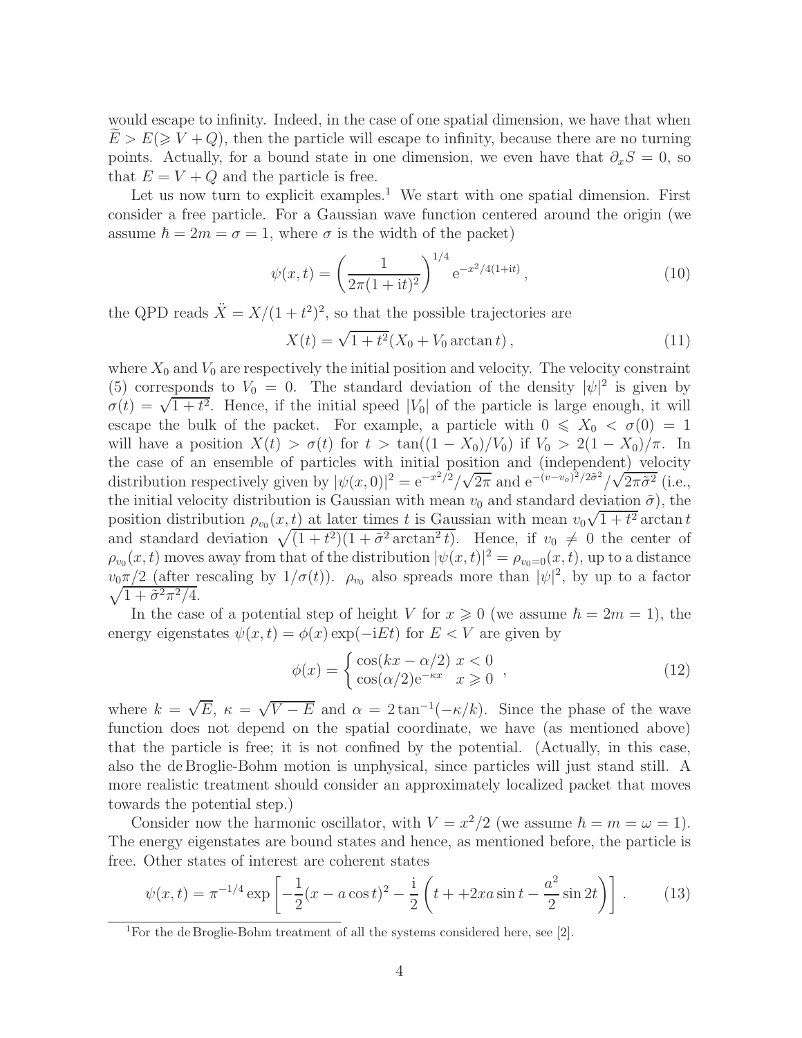would escape to infinity. Indeed, in the case of one spatial dimension, we have that when $\widetilde{E} > E (\geqslant V + Q)$, then the particle will escape to infinity, because there are no turning points. Actually, for a bound state in one dimension, we even have that $\partial_x S = 0$, so that $E = V + Q$ and the particle is free.

Let us now turn to explicit examples.[1] We start with one spatial dimension. First consider a free particle. For a Gaussian wave function centered around the origin (we assume $\hbar = 2m = \sigma = 1$, where $\sigma$ is the width of the packet)

$$\psi(x,t) = \left( \frac{1}{2\pi(1+\mathrm{i}t)^2} \right)^{1/4} \mathrm{e}^{-x^2/4(1+\mathrm{i}t)}, \tag{10}$$

the QPD reads $\ddot{X} = X/(1+t^2)^2$, so that the possible trajectories are

$$X(t) = \sqrt{1+t^2}(X_0 + V_0 \arctan t), \tag{11}$$

where $X_0$ and $V_0$ are respectively the initial position and velocity. The velocity constraint (5) corresponds to $V_0 = 0$. The standard deviation of the density $|\psi|^2$ is given by $\sigma(t) = \sqrt{1+t^2}$. Hence, if the initial speed $|V_0|$ of the particle is large enough, it will escape the bulk of the packet. For example, a particle with $0 \leqslant X_0 < \sigma(0) = 1$ will have a position $X(t) > \sigma(t)$ for $t > \tan((1-X_0)/V_0)$ if $V_0 > 2(1-X_0)/\pi$. In the case of an ensemble of particles with initial position and (independent) velocity distribution respectively given by $|\psi(x,0)|^2 = \mathrm{e}^{-x^2/2}/\sqrt{2\pi}$ and $\mathrm{e}^{-(v-v_o)^2/2\tilde{\sigma}^2}/\sqrt{2\pi\tilde{\sigma}^2}$ (i.e., the initial velocity distribution is Gaussian with mean $v_0$ and standard deviation $\tilde{\sigma}$), the position distribution $\rho_{v_0}(x,t)$ at later times $t$ is Gaussian with mean $v_0\sqrt{1+t^2}\arctan t$ and standard deviation $\sqrt{(1+t^2)(1+\tilde{\sigma}^2 \arctan^2 t)}$. Hence, if $v_0 \neq 0$ the center of $\rho_{v_0}(x,t)$ moves away from that of the distribution $|\psi(x,t)|^2 = \rho_{v_0=0}(x,t)$, up to a distance $v_0\pi/2$ (after rescaling by $1/\sigma(t)$). $\rho_{v_0}$ also spreads more than $|\psi|^2$, by up to a factor $\sqrt{1+\tilde{\sigma}^2\pi^2/4}$.

In the case of a potential step of height $V$ for $x \geqslant 0$ (we assume $\hbar = 2m = 1$), the energy eigenstates $\psi(x,t) = \phi(x)\exp(-\mathrm{i}Et)$ for $E < V$ are given by

$$\phi(x) = \begin{cases} \cos(kx - \alpha/2) & x < 0 \\ \cos(\alpha/2)\mathrm{e}^{-\kappa x} & x \geqslant 0 \end{cases}, \tag{12}$$

where $k = \sqrt{E}$, $\kappa = \sqrt{V-E}$ and $\alpha = 2\tan^{-1}(-\kappa/k)$. Since the phase of the wave function does not depend on the spatial coordinate, we have (as mentioned above) that the particle is free; it is not confined by the potential. (Actually, in this case, also the de Broglie-Bohm motion is unphysical, since particles will just stand still. A more realistic treatment should consider an approximately localized packet that moves towards the potential step.)

Consider now the harmonic oscillator, with $V = x^2/2$ (we assume $\hbar = m = \omega = 1$). The energy eigenstates are bound states and hence, as mentioned before, the particle is free. Other states of interest are coherent states

$$\psi(x,t) = \pi^{-1/4} \exp\left[ -\frac{1}{2}(x - a\cos t)^2 - \frac{\mathrm{i}}{2}\left( t + +2xa\sin t - \frac{a^2}{2}\sin 2t \right) \right]. \tag{13}$$

[1] For the de Broglie-Bohm treatment of all the systems considered here, see [2].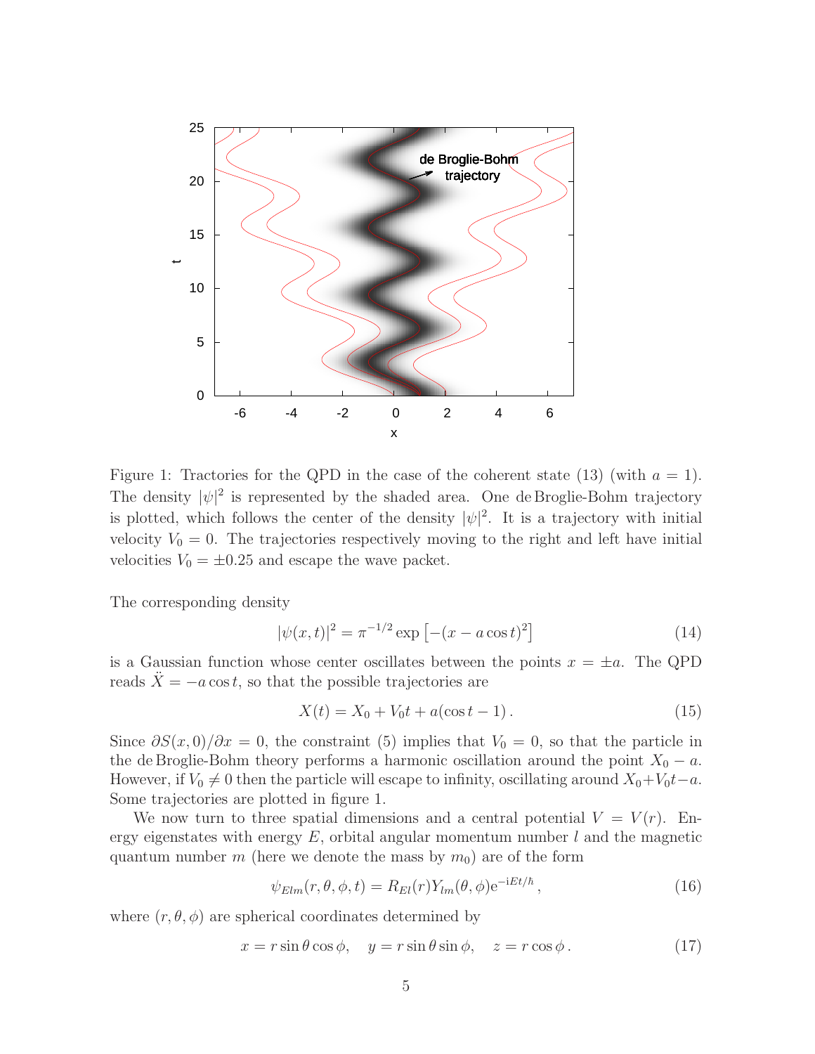Figure 1: Tractories for the QPD in the case of the coherent state (13) (with $a = 1$). The density $|\psi|^2$ is represented by the shaded area. One de Broglie-Bohm trajectory is plotted, which follows the center of the density $|\psi|^2$. It is a trajectory with initial velocity $V_0 = 0$. The trajectories respectively moving to the right and left have initial velocities $V_0 = \pm 0.25$ and escape the wave packet.

The corresponding density

$$|\psi(x,t)|^2 = \pi^{-1/2} \exp\left[-(x - a\cos t)^2\right] \tag{14}$$

is a Gaussian function whose center oscillates between the points $x = \pm a$. The QPD reads $\ddot{X} = -a\cos t$, so that the possible trajectories are

$$X(t) = X_0 + V_0 t + a(\cos t - 1)\,. \tag{15}$$

Since $\partial S(x,0)/\partial x = 0$, the constraint (5) implies that $V_0 = 0$, so that the particle in the de Broglie-Bohm theory performs a harmonic oscillation around the point $X_0 - a$. However, if $V_0 \neq 0$ then the particle will escape to infinity, oscillating around $X_0 + V_0 t - a$. Some trajectories are plotted in figure 1.

We now turn to three spatial dimensions and a central potential $V = V(r)$. Energy eigenstates with energy $E$, orbital angular momentum number $l$ and the magnetic quantum number $m$ (here we denote the mass by $m_0$) are of the form

$$\psi_{Elm}(r,\theta,\phi,t) = R_{El}(r) Y_{lm}(\theta,\phi) \mathrm{e}^{-\mathrm{i}Et/\hbar}\,, \tag{16}$$

where $(r, \theta, \phi)$ are spherical coordinates determined by

$$x = r\sin\theta\cos\phi, \quad y = r\sin\theta\sin\phi, \quad z = r\cos\phi\,. \tag{17}$$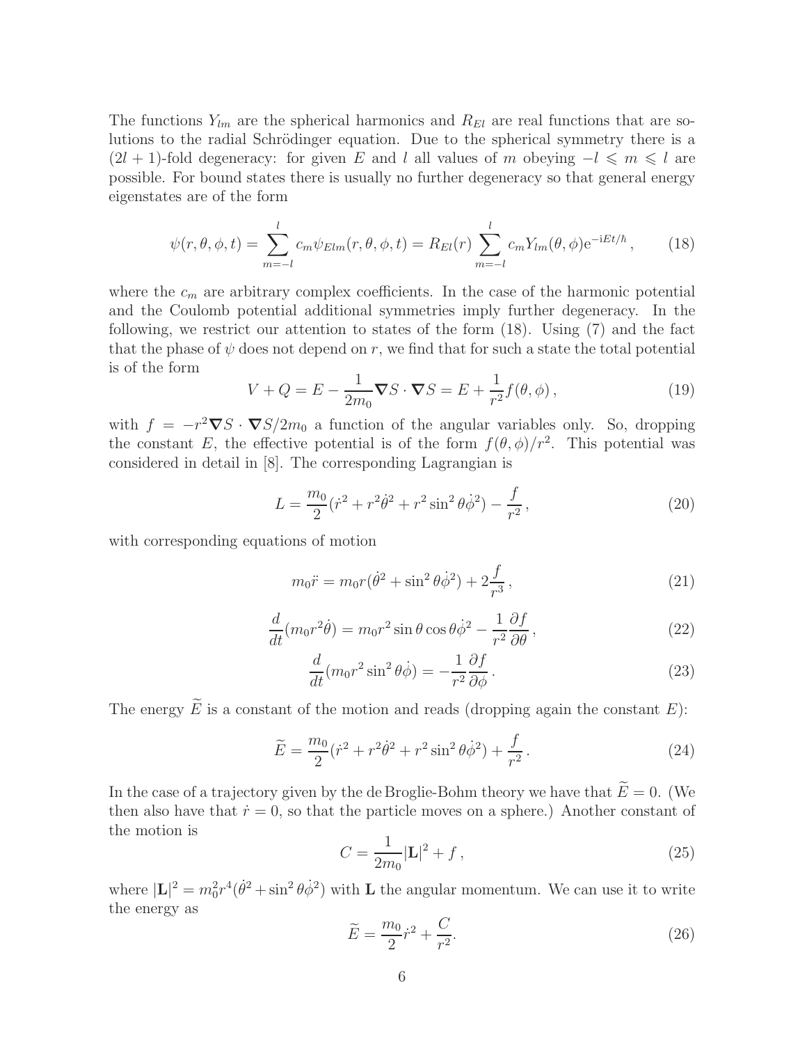The functions $Y_{lm}$ are the spherical harmonics and $R_{El}$ are real functions that are solutions to the radial Schrödinger equation. Due to the spherical symmetry there is a $(2l+1)$-fold degeneracy: for given $E$ and $l$ all values of $m$ obeying $-l \leqslant m \leqslant l$ are possible. For bound states there is usually no further degeneracy so that general energy eigenstates are of the form

$$\psi(r,\theta,\phi,t) = \sum_{m=-l}^{l} c_m \psi_{Elm}(r,\theta,\phi,t) = R_{El}(r) \sum_{m=-l}^{l} c_m Y_{lm}(\theta,\phi) \mathrm{e}^{-\mathrm{i}Et/\hbar} \,, \tag{18}$$

where the $c_m$ are arbitrary complex coefficients. In the case of the harmonic potential and the Coulomb potential additional symmetries imply further degeneracy. In the following, we restrict our attention to states of the form (18). Using (7) and the fact that the phase of $\psi$ does not depend on $r$, we find that for such a state the total potential is of the form

$$V + Q = E - \frac{1}{2m_0} \boldsymbol{\nabla} S \cdot \boldsymbol{\nabla} S = E + \frac{1}{r^2} f(\theta,\phi) \,, \tag{19}$$

with $f = -r^2 \boldsymbol{\nabla} S \cdot \boldsymbol{\nabla} S / 2m_0$ a function of the angular variables only. So, dropping the constant $E$, the effective potential is of the form $f(\theta,\phi)/r^2$. This potential was considered in detail in [8]. The corresponding Lagrangian is

$$L = \frac{m_0}{2}(\dot{r}^2 + r^2\dot{\theta}^2 + r^2 \sin^2\theta \dot{\phi}^2) - \frac{f}{r^2} \,, \tag{20}$$

with corresponding equations of motion

$$m_0 \ddot{r} = m_0 r (\dot{\theta}^2 + \sin^2\theta\dot{\phi}^2) + 2\frac{f}{r^3} \,, \tag{21}$$

$$\frac{d}{dt}(m_0 r^2 \dot{\theta}) = m_0 r^2 \sin\theta\cos\theta\dot{\phi}^2 - \frac{1}{r^2}\frac{\partial f}{\partial \theta} \,, \tag{22}$$

$$\frac{d}{dt}(m_0 r^2 \sin^2\theta \dot{\phi}) = -\frac{1}{r^2}\frac{\partial f}{\partial \phi} \,. \tag{23}$$

The energy $\widetilde{E}$ is a constant of the motion and reads (dropping again the constant $E$):

$$\widetilde{E} = \frac{m_0}{2}(\dot{r}^2 + r^2\dot{\theta}^2 + r^2 \sin^2\theta \dot{\phi}^2) + \frac{f}{r^2} \,. \tag{24}$$

In the case of a trajectory given by the de Broglie-Bohm theory we have that $\widetilde{E} = 0$. (We then also have that $\dot{r} = 0$, so that the particle moves on a sphere.) Another constant of the motion is

$$C = \frac{1}{2m_0}|\mathbf{L}|^2 + f \,, \tag{25}$$

where $|\mathbf{L}|^2 = m_0^2 r^4 (\dot{\theta}^2 + \sin^2\theta\dot{\phi}^2)$ with $\mathbf{L}$ the angular momentum. We can use it to write the energy as

$$\widetilde{E} = \frac{m_0}{2}\dot{r}^2 + \frac{C}{r^2}. \tag{26}$$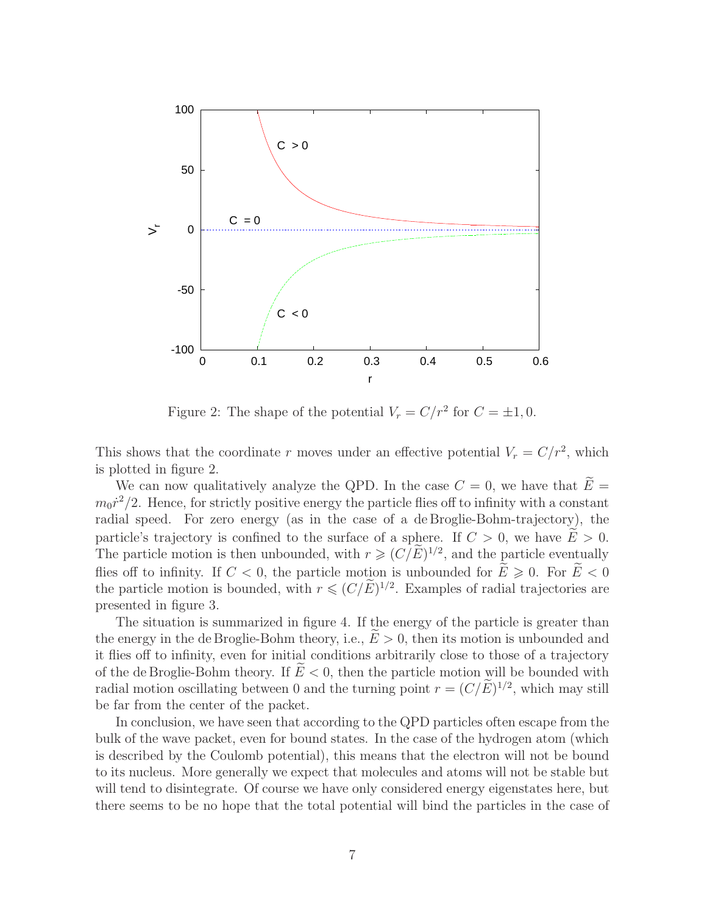Figure 2: The shape of the potential $V_r = C/r^2$ for $C = \pm 1, 0$.

This shows that the coordinate $r$ moves under an effective potential $V_r = C/r^2$, which is plotted in figure 2.

We can now qualitatively analyze the QPD. In the case $C = 0$, we have that $\widetilde{E} = m_0\dot{r}^2/2$. Hence, for strictly positive energy the particle flies off to infinity with a constant radial speed. For zero energy (as in the case of a de Broglie-Bohm-trajectory), the particle's trajectory is confined to the surface of a sphere. If $C > 0$, we have $\widetilde{E} > 0$. The particle motion is then unbounded, with $r \geqslant (C/\widetilde{E})^{1/2}$, and the particle eventually flies off to infinity. If $C < 0$, the particle motion is unbounded for $\widetilde{E} \geqslant 0$. For $\widetilde{E} < 0$ the particle motion is bounded, with $r \leqslant (C/\widetilde{E})^{1/2}$. Examples of radial trajectories are presented in figure 3.

The situation is summarized in figure 4. If the energy of the particle is greater than the energy in the de Broglie-Bohm theory, i.e., $\widetilde{E} > 0$, then its motion is unbounded and it flies off to infinity, even for initial conditions arbitrarily close to those of a trajectory of the de Broglie-Bohm theory. If $\widetilde{E} < 0$, then the particle motion will be bounded with radial motion oscillating between 0 and the turning point $r = (C/\widetilde{E})^{1/2}$, which may still be far from the center of the packet.

In conclusion, we have seen that according to the QPD particles often escape from the bulk of the wave packet, even for bound states. In the case of the hydrogen atom (which is described by the Coulomb potential), this means that the electron will not be bound to its nucleus. More generally we expect that molecules and atoms will not be stable but will tend to disintegrate. Of course we have only considered energy eigenstates here, but there seems to be no hope that the total potential will bind the particles in the case of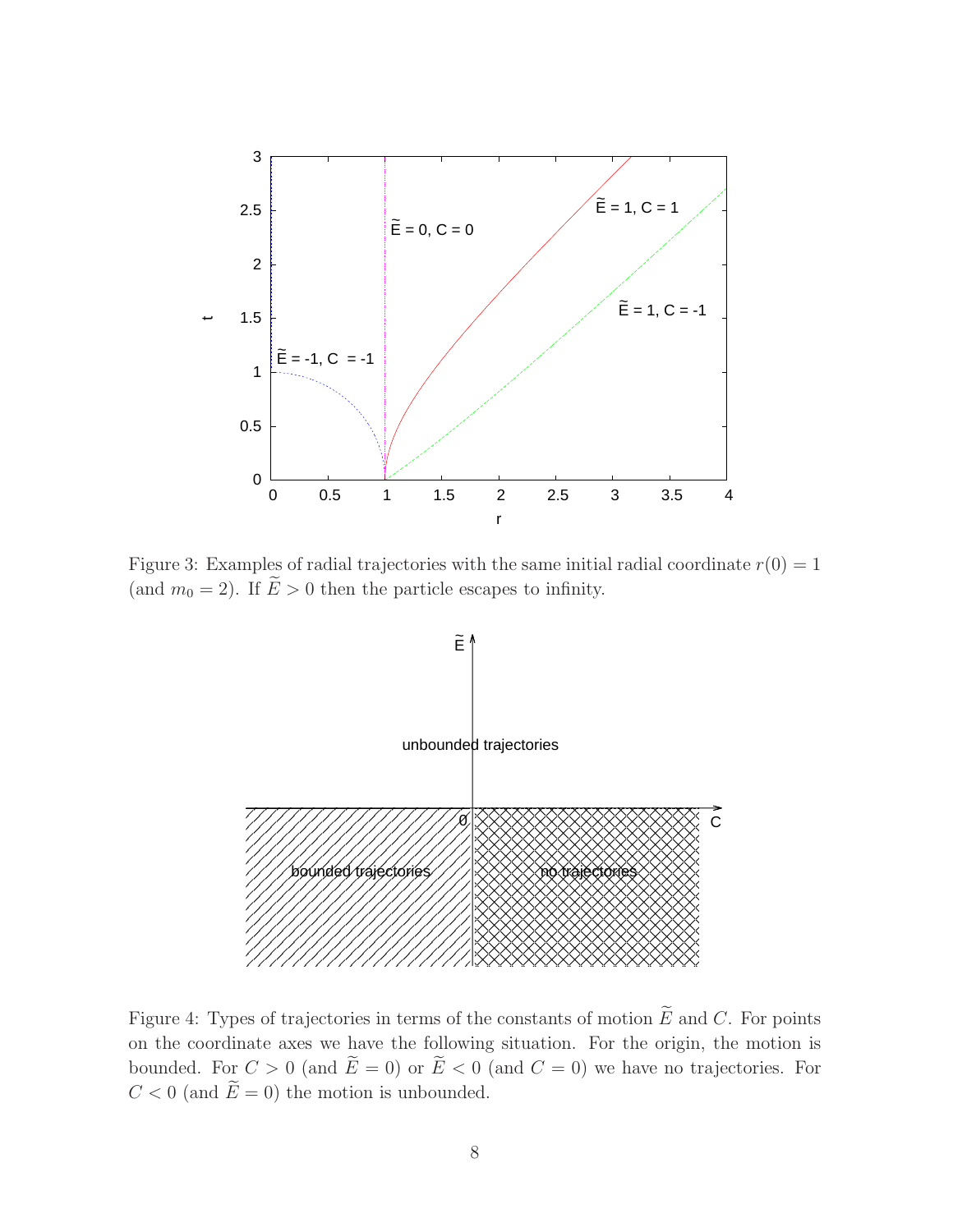Figure 3: Examples of radial trajectories with the same initial radial coordinate $r(0) = 1$ (and $m_0 = 2$). If $\widetilde{E} > 0$ then the particle escapes to infinity.

Figure 4: Types of trajectories in terms of the constants of motion $\widetilde{E}$ and $C$. For points on the coordinate axes we have the following situation. For the origin, the motion is bounded. For $C > 0$ (and $\widetilde{E} = 0$) or $\widetilde{E} < 0$ (and $C = 0$) we have no trajectories. For $C < 0$ (and $\widetilde{E} = 0$) the motion is unbounded.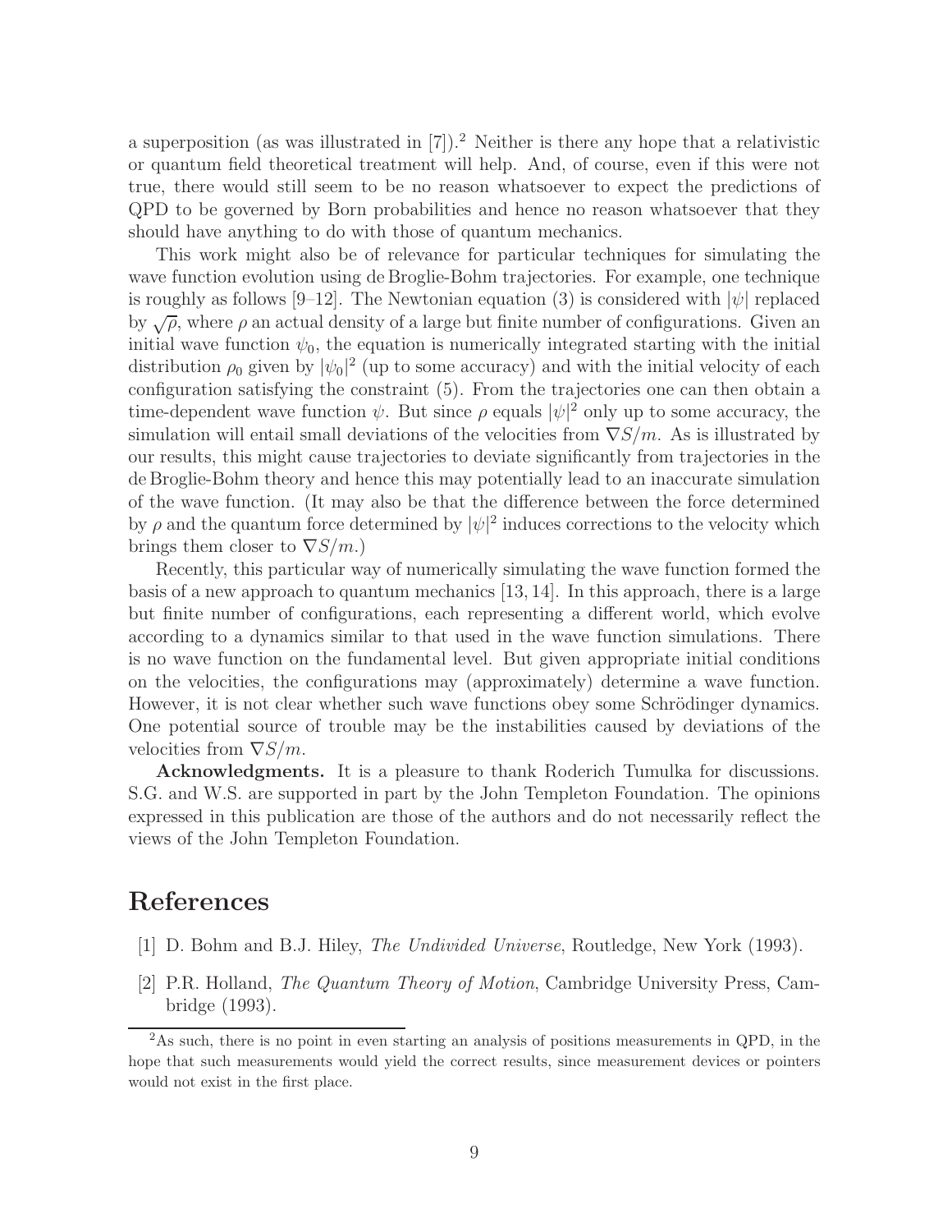a superposition (as was illustrated in [7]).[2] Neither is there any hope that a relativistic or quantum field theoretical treatment will help. And, of course, even if this were not true, there would still seem to be no reason whatsoever to expect the predictions of QPD to be governed by Born probabilities and hence no reason whatsoever that they should have anything to do with those of quantum mechanics.

This work might also be of relevance for particular techniques for simulating the wave function evolution using de Broglie-Bohm trajectories. For example, one technique is roughly as follows [9–12]. The Newtonian equation (3) is considered with $|\psi|$ replaced by $\sqrt{\rho}$, where $\rho$ an actual density of a large but finite number of configurations. Given an initial wave function $\psi_0$, the equation is numerically integrated starting with the initial distribution $\rho_0$ given by $|\psi_0|^2$ (up to some accuracy) and with the initial velocity of each configuration satisfying the constraint (5). From the trajectories one can then obtain a time-dependent wave function $\psi$. But since $\rho$ equals $|\psi|^2$ only up to some accuracy, the simulation will entail small deviations of the velocities from $\nabla S/m$. As is illustrated by our results, this might cause trajectories to deviate significantly from trajectories in the de Broglie-Bohm theory and hence this may potentially lead to an inaccurate simulation of the wave function. (It may also be that the difference between the force determined by $\rho$ and the quantum force determined by $|\psi|^2$ induces corrections to the velocity which brings them closer to $\nabla S/m$.)

Recently, this particular way of numerically simulating the wave function formed the basis of a new approach to quantum mechanics [13, 14]. In this approach, there is a large but finite number of configurations, each representing a different world, which evolve according to a dynamics similar to that used in the wave function simulations. There is no wave function on the fundamental level. But given appropriate initial conditions on the velocities, the configurations may (approximately) determine a wave function. However, it is not clear whether such wave functions obey some Schrödinger dynamics. One potential source of trouble may be the instabilities caused by deviations of the velocities from $\nabla S/m$.

**Acknowledgments.** It is a pleasure to thank Roderich Tumulka for discussions. S.G. and W.S. are supported in part by the John Templeton Foundation. The opinions expressed in this publication are those of the authors and do not necessarily reflect the views of the John Templeton Foundation.

# References

[1] D. Bohm and B.J. Hiley, *The Undivided Universe*, Routledge, New York (1993).

[2] P.R. Holland, *The Quantum Theory of Motion*, Cambridge University Press, Cambridge (1993).

[2] As such, there is no point in even starting an analysis of positions measurements in QPD, in the hope that such measurements would yield the correct results, since measurement devices or pointers would not exist in the first place.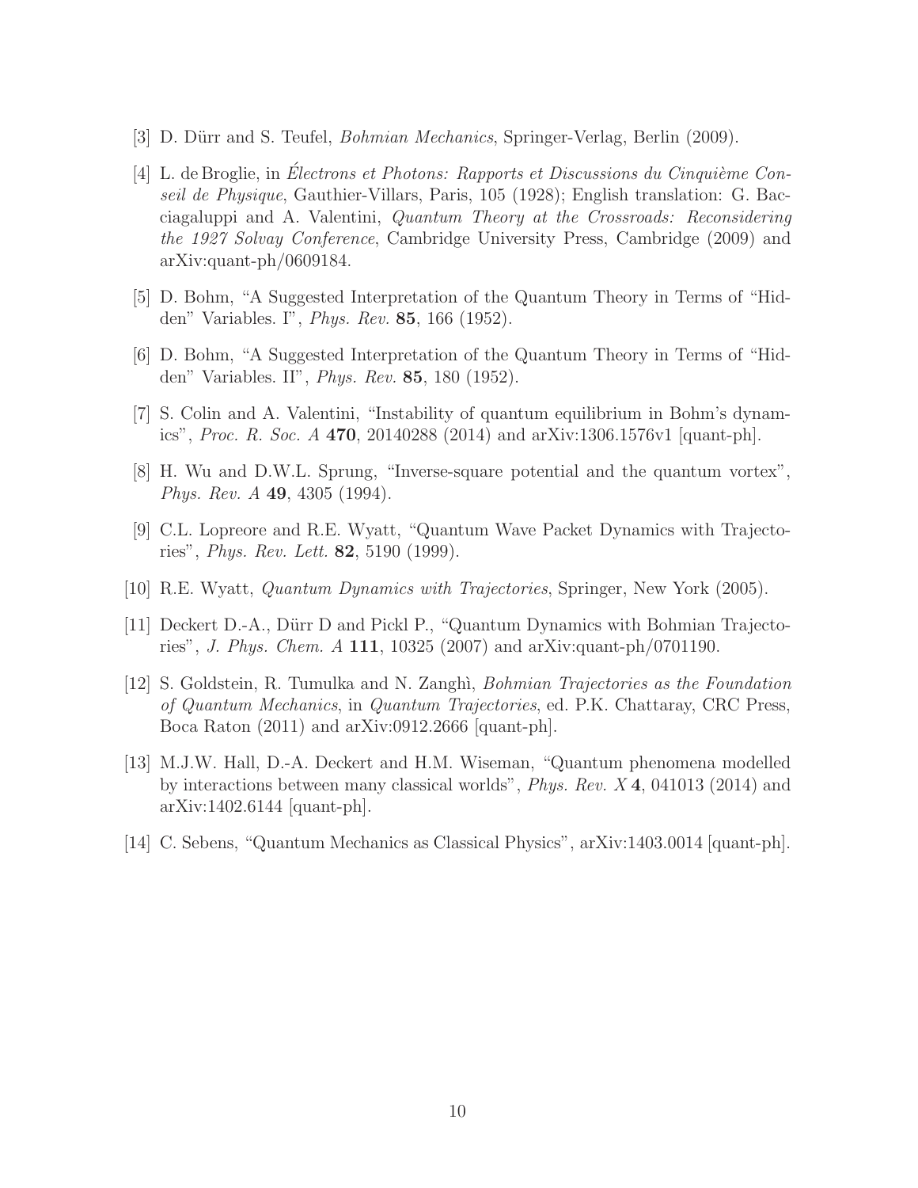[3] D. Dürr and S. Teufel, *Bohmian Mechanics*, Springer-Verlag, Berlin (2009).

[4] L. de Broglie, in *Électrons et Photons: Rapports et Discussions du Cinquième Conseil de Physique*, Gauthier-Villars, Paris, 105 (1928); English translation: G. Bacciagaluppi and A. Valentini, *Quantum Theory at the Crossroads: Reconsidering the 1927 Solvay Conference*, Cambridge University Press, Cambridge (2009) and arXiv:quant-ph/0609184.

[5] D. Bohm, "A Suggested Interpretation of the Quantum Theory in Terms of "Hidden" Variables. I", *Phys. Rev.* **85**, 166 (1952).

[6] D. Bohm, "A Suggested Interpretation of the Quantum Theory in Terms of "Hidden" Variables. II", *Phys. Rev.* **85**, 180 (1952).

[7] S. Colin and A. Valentini, "Instability of quantum equilibrium in Bohm's dynamics", *Proc. R. Soc. A* **470**, 20140288 (2014) and arXiv:1306.1576v1 [quant-ph].

[8] H. Wu and D.W.L. Sprung, "Inverse-square potential and the quantum vortex", *Phys. Rev. A* **49**, 4305 (1994).

[9] C.L. Lopreore and R.E. Wyatt, "Quantum Wave Packet Dynamics with Trajectories", *Phys. Rev. Lett.* **82**, 5190 (1999).

[10] R.E. Wyatt, *Quantum Dynamics with Trajectories*, Springer, New York (2005).

[11] Deckert D.-A., Dürr D and Pickl P., "Quantum Dynamics with Bohmian Trajectories", *J. Phys. Chem. A* **111**, 10325 (2007) and arXiv:quant-ph/0701190.

[12] S. Goldstein, R. Tumulka and N. Zanghì, *Bohmian Trajectories as the Foundation of Quantum Mechanics*, in *Quantum Trajectories*, ed. P.K. Chattaray, CRC Press, Boca Raton (2011) and arXiv:0912.2666 [quant-ph].

[13] M.J.W. Hall, D.-A. Deckert and H.M. Wiseman, "Quantum phenomena modelled by interactions between many classical worlds", *Phys. Rev. X* **4**, 041013 (2014) and arXiv:1402.6144 [quant-ph].

[14] C. Sebens, "Quantum Mechanics as Classical Physics", arXiv:1403.0014 [quant-ph].